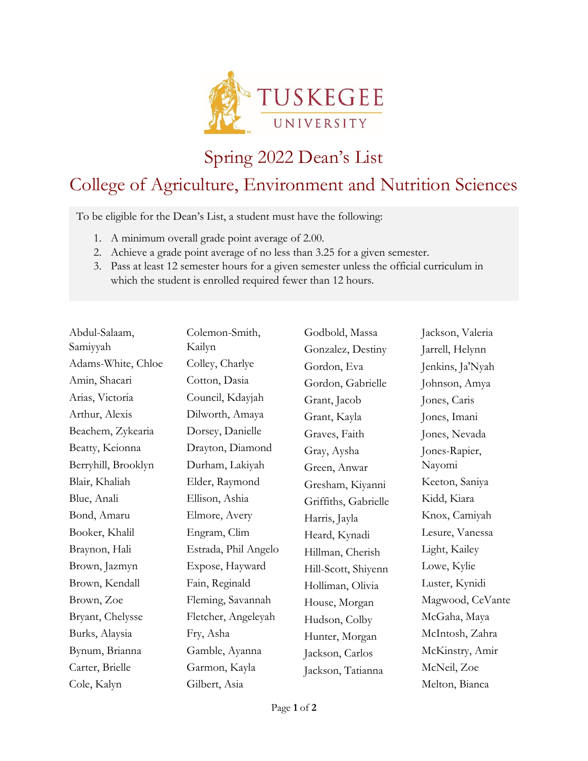Spring 2022 Dean's List

# College of Agriculture, Environment and Nutrition Sciences

To be eligible for the Dean's List, a student must have the following:

1. A minimum overall grade point average of 2.00.
2. Achieve a grade point average of no less than 3.25 for a given semester.
3. Pass at least 12 semester hours for a given semester unless the official curriculum in which the student is enrolled required fewer than 12 hours.

Abdul-Salaam, Samiyyah
Adams-White, Chloe
Amin, Shacari
Arias, Victoria
Arthur, Alexis
Beachem, Zykearia
Beatty, Keionna
Berryhill, Brooklyn
Blair, Khaliah
Blue, Anali
Bond, Amaru
Booker, Khalil
Braynon, Hali
Brown, Jazmyn
Brown, Kendall
Brown, Zoe
Bryant, Chelysse
Burks, Alaysia
Bynum, Brianna
Carter, Brielle
Cole, Kalyn
Colemon-Smith, Kailyn
Colley, Charlye
Cotton, Dasia
Council, Kdayjah
Dilworth, Amaya
Dorsey, Danielle
Drayton, Diamond
Durham, Lakiyah
Elder, Raymond
Ellison, Ashia
Elmore, Avery
Engram, Clim
Estrada, Phil Angelo
Expose, Hayward
Fain, Reginald
Fleming, Savannah
Fletcher, Angeleyah
Fry, Asha
Gamble, Ayanna
Garmon, Kayla
Gilbert, Asia
Godbold, Massa
Gonzalez, Destiny
Gordon, Eva
Gordon, Gabrielle
Grant, Jacob
Grant, Kayla
Graves, Faith
Gray, Aysha
Green, Anwar
Gresham, Kiyanni
Griffiths, Gabrielle
Harris, Jayla
Heard, Kynadi
Hillman, Cherish
Hill-Scott, Shiyenn
Holliman, Olivia
House, Morgan
Hudson, Colby
Hunter, Morgan
Jackson, Carlos
Jackson, Tatianna
Jackson, Valeria
Jarrell, Helynn
Jenkins, Ja'Nyah
Johnson, Amya
Jones, Caris
Jones, Imani
Jones, Nevada
Jones-Rapier, Nayomi
Keeton, Saniya
Kidd, Kiara
Knox, Camiyah
Lesure, Vanessa
Light, Kailey
Lowe, Kylie
Luster, Kynidi
Magwood, CeVante
McGaha, Maya
McIntosh, Zahra
McKinstry, Amir
McNeil, Zoe
Melton, Bianca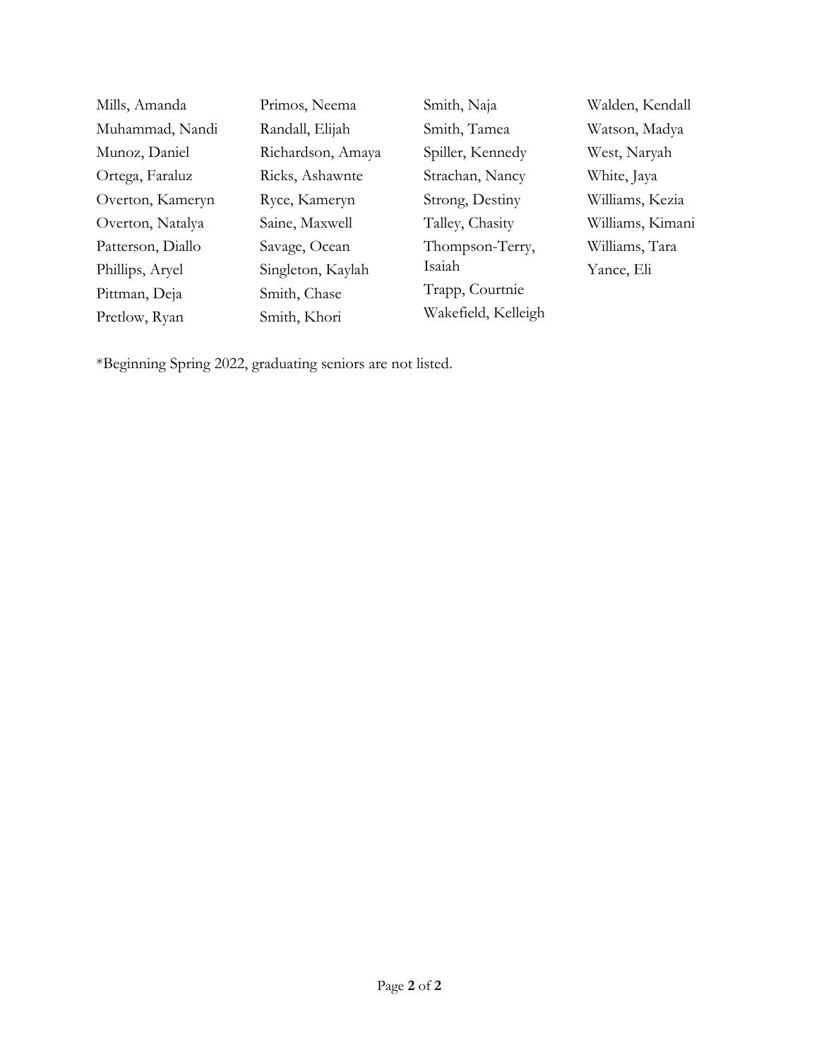Mills, Amanda
Muhammad, Nandi
Munoz, Daniel
Ortega, Faraluz
Overton, Kameryn
Overton, Natalya
Patterson, Diallo
Phillips, Aryel
Pittman, Deja
Pretlow, Ryan
Primos, Neema
Randall, Elijah
Richardson, Amaya
Ricks, Ashawnte
Ryce, Kameryn
Saine, Maxwell
Savage, Ocean
Singleton, Kaylah
Smith, Chase
Smith, Khori
Smith, Naja
Smith, Tamea
Spiller, Kennedy
Strachan, Nancy
Strong, Destiny
Talley, Chasity
Thompson-Terry, Isaiah
Trapp, Courtnie
Wakefield, Kelleigh
Walden, Kendall
Watson, Madya
West, Naryah
White, Jaya
Williams, Kezia
Williams, Kimani
Williams, Tara
Yance, Eli

*Beginning Spring 2022, graduating seniors are not listed.